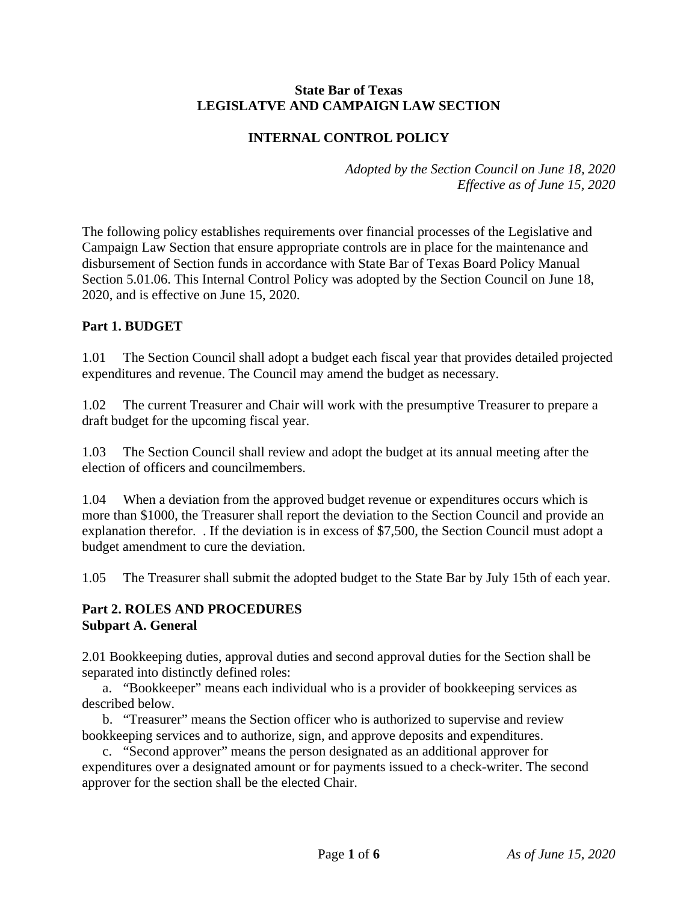**State Bar of Texas**
**LEGISLATVE AND CAMPAIGN LAW SECTION**

# INTERNAL CONTROL POLICY

*Adopted by the Section Council on June 18, 2020*
*Effective as of June 15, 2020*

The following policy establishes requirements over financial processes of the Legislative and Campaign Law Section that ensure appropriate controls are in place for the maintenance and disbursement of Section funds in accordance with State Bar of Texas Board Policy Manual Section 5.01.06. This Internal Control Policy was adopted by the Section Council on June 18, 2020, and is effective on June 15, 2020.

## Part 1. BUDGET

1.01 The Section Council shall adopt a budget each fiscal year that provides detailed projected expenditures and revenue. The Council may amend the budget as necessary.

1.02 The current Treasurer and Chair will work with the presumptive Treasurer to prepare a draft budget for the upcoming fiscal year.

1.03 The Section Council shall review and adopt the budget at its annual meeting after the election of officers and councilmembers.

1.04 When a deviation from the approved budget revenue or expenditures occurs which is more than $1000, the Treasurer shall report the deviation to the Section Council and provide an explanation therefor. . If the deviation is in excess of $7,500, the Section Council must adopt a budget amendment to cure the deviation.

1.05 The Treasurer shall submit the adopted budget to the State Bar by July 15th of each year.

## Part 2. ROLES AND PROCEDURES

### Subpart A. General

2.01 Bookkeeping duties, approval duties and second approval duties for the Section shall be separated into distinctly defined roles:

a. "Bookkeeper" means each individual who is a provider of bookkeeping services as described below.

b. "Treasurer" means the Section officer who is authorized to supervise and review bookkeeping services and to authorize, sign, and approve deposits and expenditures.

c. "Second approver" means the person designated as an additional approver for expenditures over a designated amount or for payments issued to a check-writer. The second approver for the section shall be the elected Chair.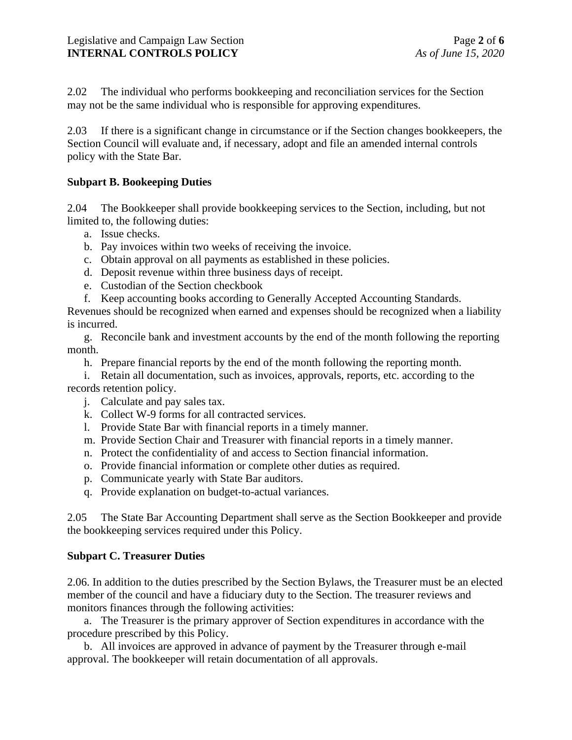2.02 The individual who performs bookkeeping and reconciliation services for the Section may not be the same individual who is responsible for approving expenditures.

2.03 If there is a significant change in circumstance or if the Section changes bookkeepers, the Section Council will evaluate and, if necessary, adopt and file an amended internal controls policy with the State Bar.

**Subpart B. Bookeeping Duties**

2.04 The Bookkeeper shall provide bookkeeping services to the Section, including, but not limited to, the following duties:

a. Issue checks.
b. Pay invoices within two weeks of receiving the invoice.
c. Obtain approval on all payments as established in these policies.
d. Deposit revenue within three business days of receipt.
e. Custodian of the Section checkbook
f. Keep accounting books according to Generally Accepted Accounting Standards. Revenues should be recognized when earned and expenses should be recognized when a liability is incurred.
g. Reconcile bank and investment accounts by the end of the month following the reporting month.
h. Prepare financial reports by the end of the month following the reporting month.
i. Retain all documentation, such as invoices, approvals, reports, etc. according to the records retention policy.
j. Calculate and pay sales tax.
k. Collect W-9 forms for all contracted services.
l. Provide State Bar with financial reports in a timely manner.
m. Provide Section Chair and Treasurer with financial reports in a timely manner.
n. Protect the confidentiality of and access to Section financial information.
o. Provide financial information or complete other duties as required.
p. Communicate yearly with State Bar auditors.
q. Provide explanation on budget-to-actual variances.

2.05 The State Bar Accounting Department shall serve as the Section Bookkeeper and provide the bookkeeping services required under this Policy.

**Subpart C. Treasurer Duties**

2.06. In addition to the duties prescribed by the Section Bylaws, the Treasurer must be an elected member of the council and have a fiduciary duty to the Section. The treasurer reviews and monitors finances through the following activities:

a. The Treasurer is the primary approver of Section expenditures in accordance with the procedure prescribed by this Policy.
b. All invoices are approved in advance of payment by the Treasurer through e-mail approval. The bookkeeper will retain documentation of all approvals.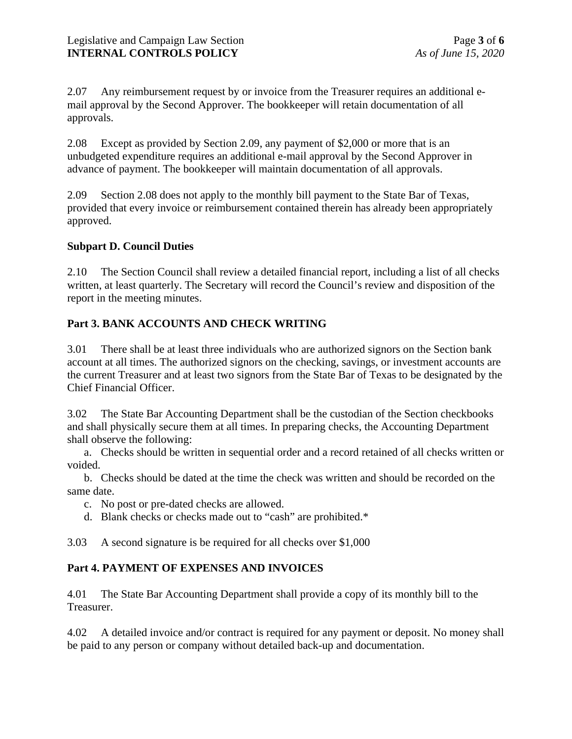2.07 Any reimbursement request by or invoice from the Treasurer requires an additional e-mail approval by the Second Approver. The bookkeeper will retain documentation of all approvals.

2.08 Except as provided by Section 2.09, any payment of $2,000 or more that is an unbudgeted expenditure requires an additional e-mail approval by the Second Approver in advance of payment. The bookkeeper will maintain documentation of all approvals.

2.09 Section 2.08 does not apply to the monthly bill payment to the State Bar of Texas, provided that every invoice or reimbursement contained therein has already been appropriately approved.

**Subpart D. Council Duties**

2.10 The Section Council shall review a detailed financial report, including a list of all checks written, at least quarterly. The Secretary will record the Council's review and disposition of the report in the meeting minutes.

## Part 3. BANK ACCOUNTS AND CHECK WRITING

3.01 There shall be at least three individuals who are authorized signors on the Section bank account at all times. The authorized signors on the checking, savings, or investment accounts are the current Treasurer and at least two signors from the State Bar of Texas to be designated by the Chief Financial Officer.

3.02 The State Bar Accounting Department shall be the custodian of the Section checkbooks and shall physically secure them at all times. In preparing checks, the Accounting Department shall observe the following:

a. Checks should be written in sequential order and a record retained of all checks written or voided.

b. Checks should be dated at the time the check was written and should be recorded on the same date.

c. No post or pre-dated checks are allowed.

d. Blank checks or checks made out to "cash" are prohibited.*

3.03 A second signature is be required for all checks over $1,000

## Part 4. PAYMENT OF EXPENSES AND INVOICES

4.01 The State Bar Accounting Department shall provide a copy of its monthly bill to the Treasurer.

4.02 A detailed invoice and/or contract is required for any payment or deposit. No money shall be paid to any person or company without detailed back-up and documentation.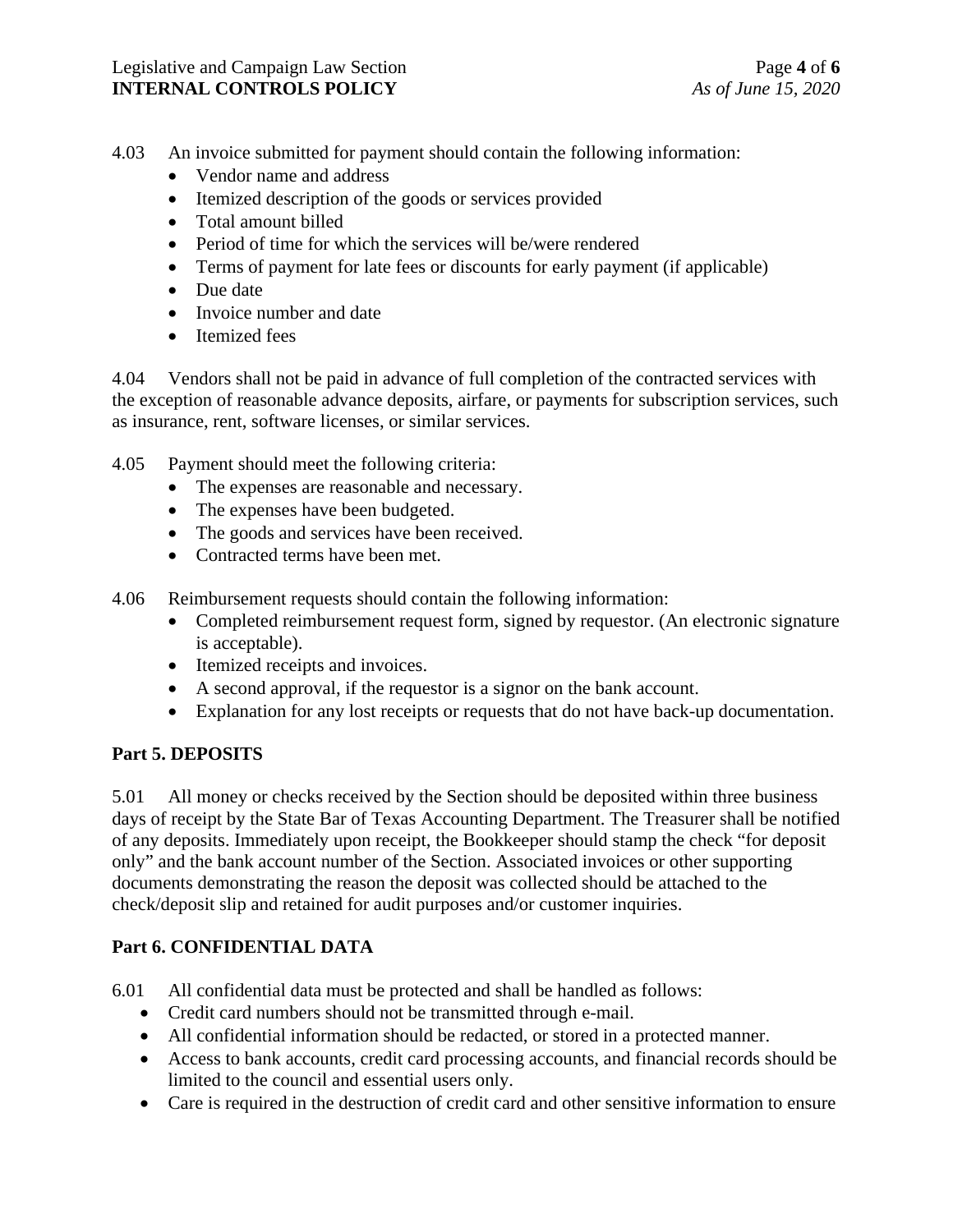4.03 An invoice submitted for payment should contain the following information:

- Vendor name and address
- Itemized description of the goods or services provided
- Total amount billed
- Period of time for which the services will be/were rendered
- Terms of payment for late fees or discounts for early payment (if applicable)
- Due date
- Invoice number and date
- Itemized fees

4.04 Vendors shall not be paid in advance of full completion of the contracted services with the exception of reasonable advance deposits, airfare, or payments for subscription services, such as insurance, rent, software licenses, or similar services.

4.05 Payment should meet the following criteria:

- The expenses are reasonable and necessary.
- The expenses have been budgeted.
- The goods and services have been received.
- Contracted terms have been met.

4.06 Reimbursement requests should contain the following information:

- Completed reimbursement request form, signed by requestor. (An electronic signature is acceptable).
- Itemized receipts and invoices.
- A second approval, if the requestor is a signor on the bank account.
- Explanation for any lost receipts or requests that do not have back-up documentation.

## Part 5. DEPOSITS

5.01 All money or checks received by the Section should be deposited within three business days of receipt by the State Bar of Texas Accounting Department. The Treasurer shall be notified of any deposits. Immediately upon receipt, the Bookkeeper should stamp the check "for deposit only" and the bank account number of the Section. Associated invoices or other supporting documents demonstrating the reason the deposit was collected should be attached to the check/deposit slip and retained for audit purposes and/or customer inquiries.

## Part 6. CONFIDENTIAL DATA

6.01 All confidential data must be protected and shall be handled as follows:

- Credit card numbers should not be transmitted through e-mail.
- All confidential information should be redacted, or stored in a protected manner.
- Access to bank accounts, credit card processing accounts, and financial records should be limited to the council and essential users only.
- Care is required in the destruction of credit card and other sensitive information to ensure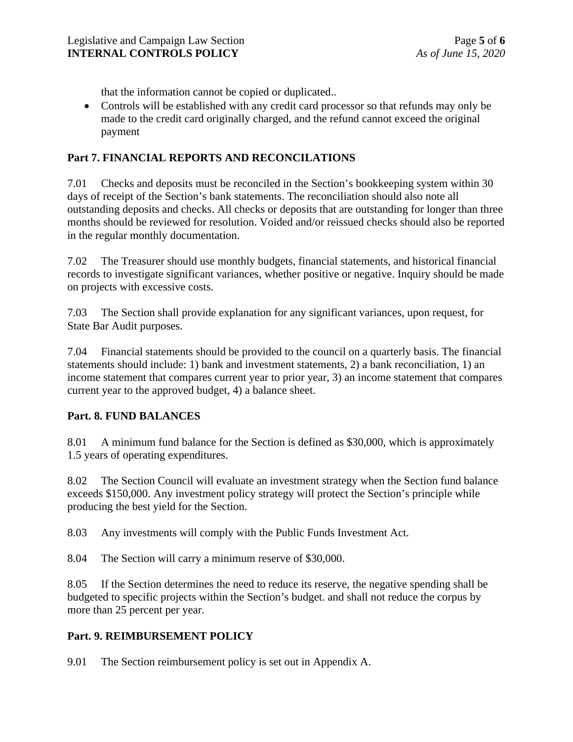that the information cannot be copied or duplicated..

- Controls will be established with any credit card processor so that refunds may only be made to the credit card originally charged, and the refund cannot exceed the original payment

## Part 7. FINANCIAL REPORTS AND RECONCILATIONS

7.01 Checks and deposits must be reconciled in the Section's bookkeeping system within 30 days of receipt of the Section's bank statements. The reconciliation should also note all outstanding deposits and checks. All checks or deposits that are outstanding for longer than three months should be reviewed for resolution. Voided and/or reissued checks should also be reported in the regular monthly documentation.

7.02 The Treasurer should use monthly budgets, financial statements, and historical financial records to investigate significant variances, whether positive or negative. Inquiry should be made on projects with excessive costs.

7.03 The Section shall provide explanation for any significant variances, upon request, for State Bar Audit purposes.

7.04 Financial statements should be provided to the council on a quarterly basis. The financial statements should include: 1) bank and investment statements, 2) a bank reconciliation, 1) an income statement that compares current year to prior year, 3) an income statement that compares current year to the approved budget, 4) a balance sheet.

## Part. 8. FUND BALANCES

8.01 A minimum fund balance for the Section is defined as $30,000, which is approximately 1.5 years of operating expenditures.

8.02 The Section Council will evaluate an investment strategy when the Section fund balance exceeds $150,000. Any investment policy strategy will protect the Section's principle while producing the best yield for the Section.

8.03 Any investments will comply with the Public Funds Investment Act.

8.04 The Section will carry a minimum reserve of $30,000.

8.05 If the Section determines the need to reduce its reserve, the negative spending shall be budgeted to specific projects within the Section's budget. and shall not reduce the corpus by more than 25 percent per year.

## Part. 9. REIMBURSEMENT POLICY

9.01 The Section reimbursement policy is set out in Appendix A.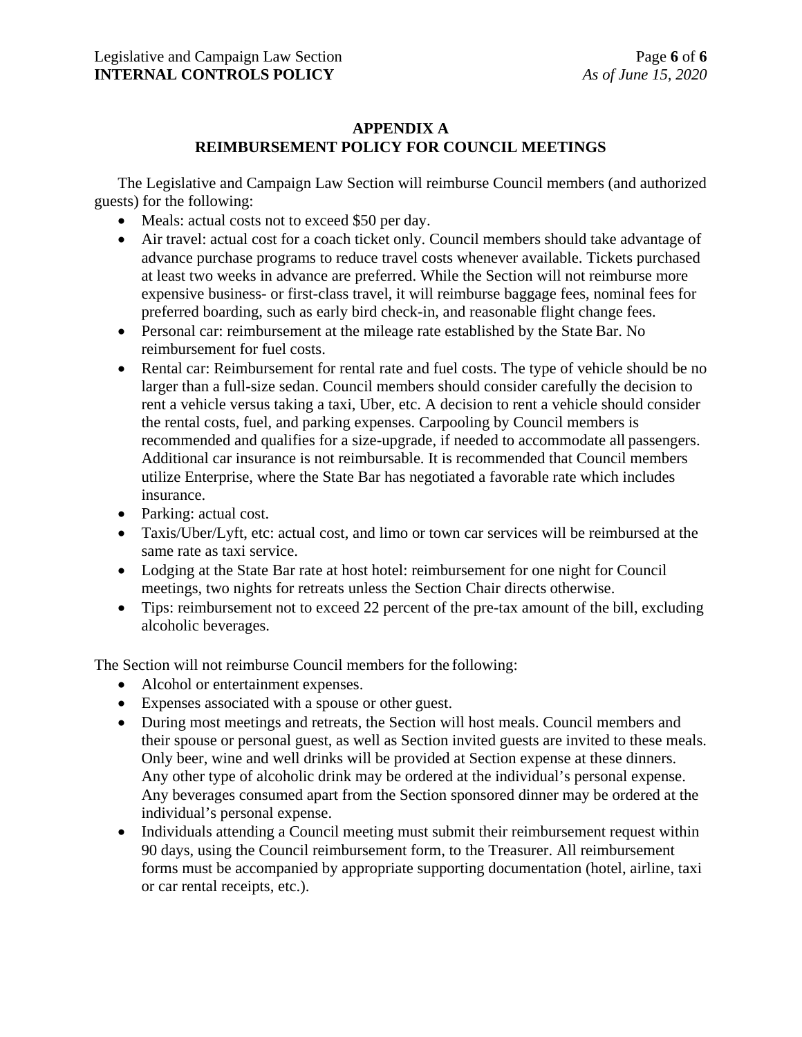## APPENDIX A
## REIMBURSEMENT POLICY FOR COUNCIL MEETINGS

The Legislative and Campaign Law Section will reimburse Council members (and authorized guests) for the following:

- Meals: actual costs not to exceed $50 per day.
- Air travel: actual cost for a coach ticket only. Council members should take advantage of advance purchase programs to reduce travel costs whenever available. Tickets purchased at least two weeks in advance are preferred. While the Section will not reimburse more expensive business- or first-class travel, it will reimburse baggage fees, nominal fees for preferred boarding, such as early bird check-in, and reasonable flight change fees.
- Personal car: reimbursement at the mileage rate established by the State Bar. No reimbursement for fuel costs.
- Rental car: Reimbursement for rental rate and fuel costs. The type of vehicle should be no larger than a full-size sedan. Council members should consider carefully the decision to rent a vehicle versus taking a taxi, Uber, etc. A decision to rent a vehicle should consider the rental costs, fuel, and parking expenses. Carpooling by Council members is recommended and qualifies for a size-upgrade, if needed to accommodate all passengers. Additional car insurance is not reimbursable. It is recommended that Council members utilize Enterprise, where the State Bar has negotiated a favorable rate which includes insurance.
- Parking: actual cost.
- Taxis/Uber/Lyft, etc: actual cost, and limo or town car services will be reimbursed at the same rate as taxi service.
- Lodging at the State Bar rate at host hotel: reimbursement for one night for Council meetings, two nights for retreats unless the Section Chair directs otherwise.
- Tips: reimbursement not to exceed 22 percent of the pre-tax amount of the bill, excluding alcoholic beverages.

The Section will not reimburse Council members for the following:

- Alcohol or entertainment expenses.
- Expenses associated with a spouse or other guest.
- During most meetings and retreats, the Section will host meals. Council members and their spouse or personal guest, as well as Section invited guests are invited to these meals. Only beer, wine and well drinks will be provided at Section expense at these dinners. Any other type of alcoholic drink may be ordered at the individual's personal expense. Any beverages consumed apart from the Section sponsored dinner may be ordered at the individual's personal expense.
- Individuals attending a Council meeting must submit their reimbursement request within 90 days, using the Council reimbursement form, to the Treasurer. All reimbursement forms must be accompanied by appropriate supporting documentation (hotel, airline, taxi or car rental receipts, etc.).